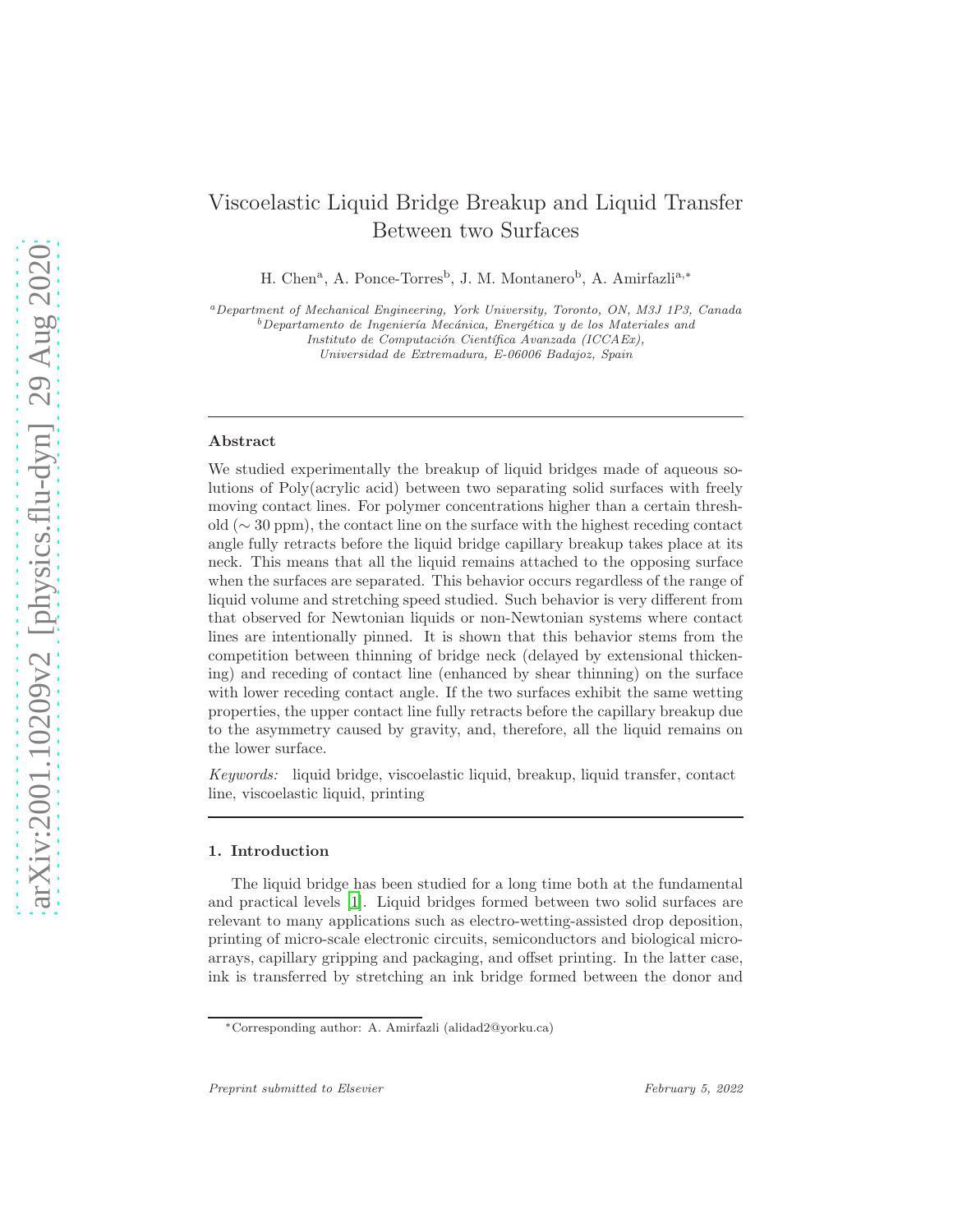# Viscoelastic Liquid Bridge Breakup and Liquid Transfer Between two Surfaces

H. Chen[a], A. Ponce-Torres[b], J. M. Montanero[b], A. Amirfazli[a,*]

[a]*Department of Mechanical Engineering, York University, Toronto, ON, M3J 1P3, Canada*
[b]*Departamento de Ingeniería Mecánica, Energética y de los Materiales and Instituto de Computación Científica Avanzada (ICCAEx), Universidad de Extremadura, E-06006 Badajoz, Spain*

---

**Abstract**

We studied experimentally the breakup of liquid bridges made of aqueous solutions of Poly(acrylic acid) between two separating solid surfaces with freely moving contact lines. For polymer concentrations higher than a certain threshold ($\sim 30$ ppm), the contact line on the surface with the highest receding contact angle fully retracts before the liquid bridge capillary breakup takes place at its neck. This means that all the liquid remains attached to the opposing surface when the surfaces are separated. This behavior occurs regardless of the range of liquid volume and stretching speed studied. Such behavior is very different from that observed for Newtonian liquids or non-Newtonian systems where contact lines are intentionally pinned. It is shown that this behavior stems from the competition between thinning of bridge neck (delayed by extensional thickening) and receding of contact line (enhanced by shear thinning) on the surface with lower receding contact angle. If the two surfaces exhibit the same wetting properties, the upper contact line fully retracts before the capillary breakup due to the asymmetry caused by gravity, and, therefore, all the liquid remains on the lower surface.

*Keywords:* liquid bridge, viscoelastic liquid, breakup, liquid transfer, contact line, viscoelastic liquid, printing

---

## 1. Introduction

The liquid bridge has been studied for a long time both at the fundamental and practical levels [1]. Liquid bridges formed between two solid surfaces are relevant to many applications such as electro-wetting-assisted drop deposition, printing of micro-scale electronic circuits, semiconductors and biological microarrays, capillary gripping and packaging, and offset printing. In the latter case, ink is transferred by stretching an ink bridge formed between the donor and

*Corresponding author: A. Amirfazli (alidad2@yorku.ca)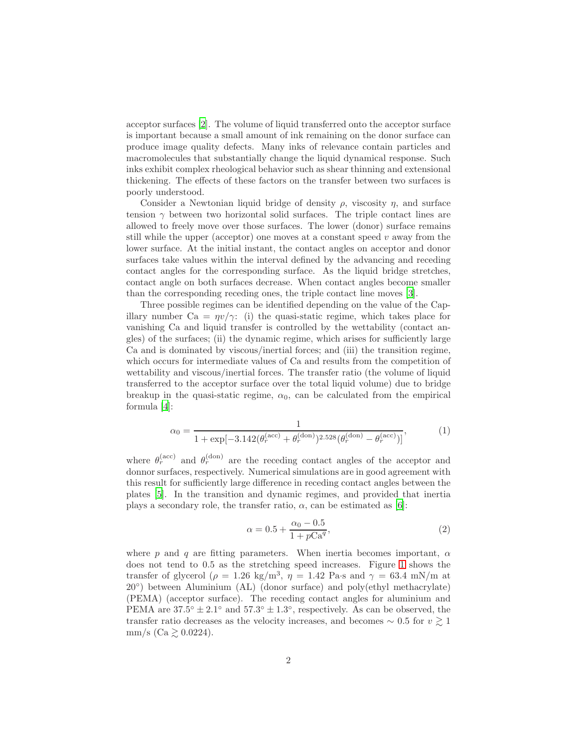acceptor surfaces [2]. The volume of liquid transferred onto the acceptor surface is important because a small amount of ink remaining on the donor surface can produce image quality defects. Many inks of relevance contain particles and macromolecules that substantially change the liquid dynamical response. Such inks exhibit complex rheological behavior such as shear thinning and extensional thickening. The effects of these factors on the transfer between two surfaces is poorly understood.

Consider a Newtonian liquid bridge of density $\rho$, viscosity $\eta$, and surface tension $\gamma$ between two horizontal solid surfaces. The triple contact lines are allowed to freely move over those surfaces. The lower (donor) surface remains still while the upper (acceptor) one moves at a constant speed $v$ away from the lower surface. At the initial instant, the contact angles on acceptor and donor surfaces take values within the interval defined by the advancing and receding contact angles for the corresponding surface. As the liquid bridge stretches, contact angle on both surfaces decrease. When contact angles become smaller than the corresponding receding ones, the triple contact line moves [3].

Three possible regimes can be identified depending on the value of the Capillary number $\mathrm{Ca} = \eta v/\gamma$: (i) the quasi-static regime, which takes place for vanishing Ca and liquid transfer is controlled by the wettability (contact angles) of the surfaces; (ii) the dynamic regime, which arises for sufficiently large Ca and is dominated by viscous/inertial forces; and (iii) the transition regime, which occurs for intermediate values of Ca and results from the competition of wettability and viscous/inertial forces. The transfer ratio (the volume of liquid transferred to the acceptor surface over the total liquid volume) due to bridge breakup in the quasi-static regime, $\alpha_0$, can be calculated from the empirical formula [4]:

$$\alpha_0 = \frac{1}{1 + \exp[-3.142(\theta_r^{(\mathrm{acc})} + \theta_r^{(\mathrm{don})})^{2.528}(\theta_r^{(\mathrm{don})} - \theta_r^{(\mathrm{acc})})]}, \tag{1}$$

where $\theta_r^{(\mathrm{acc})}$ and $\theta_r^{(\mathrm{don})}$ are the receding contact angles of the acceptor and donnor surfaces, respectively. Numerical simulations are in good agreement with this result for sufficiently large difference in receding contact angles between the plates [5]. In the transition and dynamic regimes, and provided that inertia plays a secondary role, the transfer ratio, $\alpha$, can be estimated as [6]:

$$\alpha = 0.5 + \frac{\alpha_0 - 0.5}{1 + p\mathrm{Ca}^q}, \tag{2}$$

where $p$ and $q$ are fitting parameters. When inertia becomes important, $\alpha$ does not tend to 0.5 as the stretching speed increases. Figure 1 shows the transfer of glycerol ($\rho = 1.26$ kg/m$^3$, $\eta = 1.42$ Pa·s and $\gamma = 63.4$ mN/m at 20°) between Aluminium (AL) (donor surface) and poly(ethyl methacrylate) (PEMA) (acceptor surface). The receding contact angles for aluminium and PEMA are $37.5° \pm 2.1°$ and $57.3° \pm 1.3°$, respectively. As can be observed, the transfer ratio decreases as the velocity increases, and becomes $\sim 0.5$ for $v \gtrsim 1$ mm/s ($\mathrm{Ca} \gtrsim 0.0224$).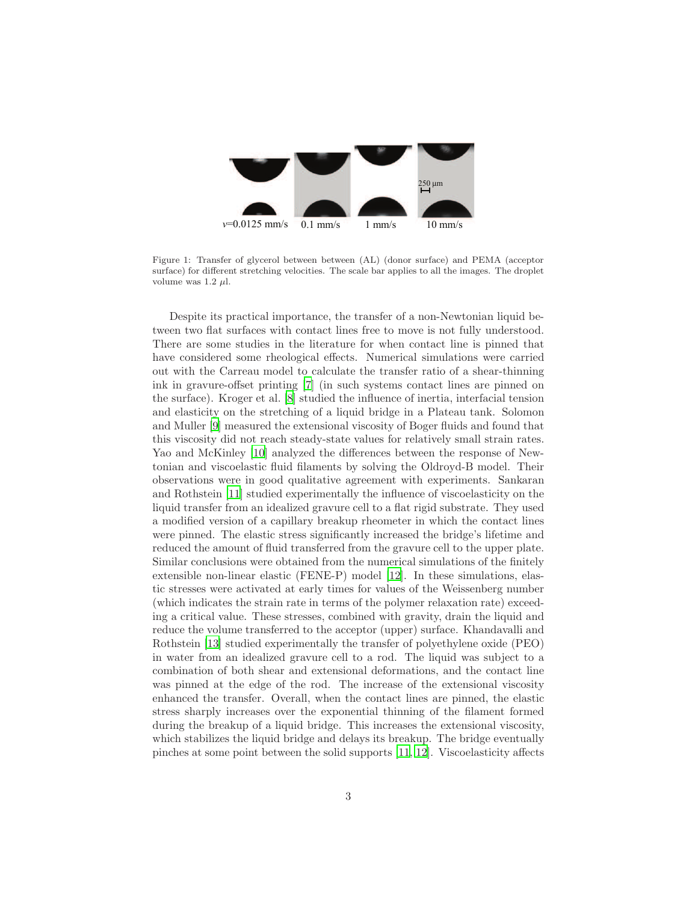Figure 1: Transfer of glycerol between between (AL) (donor surface) and PEMA (acceptor surface) for different stretching velocities. The scale bar applies to all the images. The droplet volume was 1.2 $\mu$l.

Despite its practical importance, the transfer of a non-Newtonian liquid between two flat surfaces with contact lines free to move is not fully understood. There are some studies in the literature for when contact line is pinned that have considered some rheological effects. Numerical simulations were carried out with the Carreau model to calculate the transfer ratio of a shear-thinning ink in gravure-offset printing [7] (in such systems contact lines are pinned on the surface). Kroger et al. [8] studied the influence of inertia, interfacial tension and elasticity on the stretching of a liquid bridge in a Plateau tank. Solomon and Muller [9] measured the extensional viscosity of Boger fluids and found that this viscosity did not reach steady-state values for relatively small strain rates. Yao and McKinley [10] analyzed the differences between the response of Newtonian and viscoelastic fluid filaments by solving the Oldroyd-B model. Their observations were in good qualitative agreement with experiments. Sankaran and Rothstein [11] studied experimentally the influence of viscoelasticity on the liquid transfer from an idealized gravure cell to a flat rigid substrate. They used a modified version of a capillary breakup rheometer in which the contact lines were pinned. The elastic stress significantly increased the bridge's lifetime and reduced the amount of fluid transferred from the gravure cell to the upper plate. Similar conclusions were obtained from the numerical simulations of the finitely extensible non-linear elastic (FENE-P) model [12]. In these simulations, elastic stresses were activated at early times for values of the Weissenberg number (which indicates the strain rate in terms of the polymer relaxation rate) exceeding a critical value. These stresses, combined with gravity, drain the liquid and reduce the volume transferred to the acceptor (upper) surface. Khandavalli and Rothstein [13] studied experimentally the transfer of polyethylene oxide (PEO) in water from an idealized gravure cell to a rod. The liquid was subject to a combination of both shear and extensional deformations, and the contact line was pinned at the edge of the rod. The increase of the extensional viscosity enhanced the transfer. Overall, when the contact lines are pinned, the elastic stress sharply increases over the exponential thinning of the filament formed during the breakup of a liquid bridge. This increases the extensional viscosity, which stabilizes the liquid bridge and delays its breakup. The bridge eventually pinches at some point between the solid supports [11, 12]. Viscoelasticity affects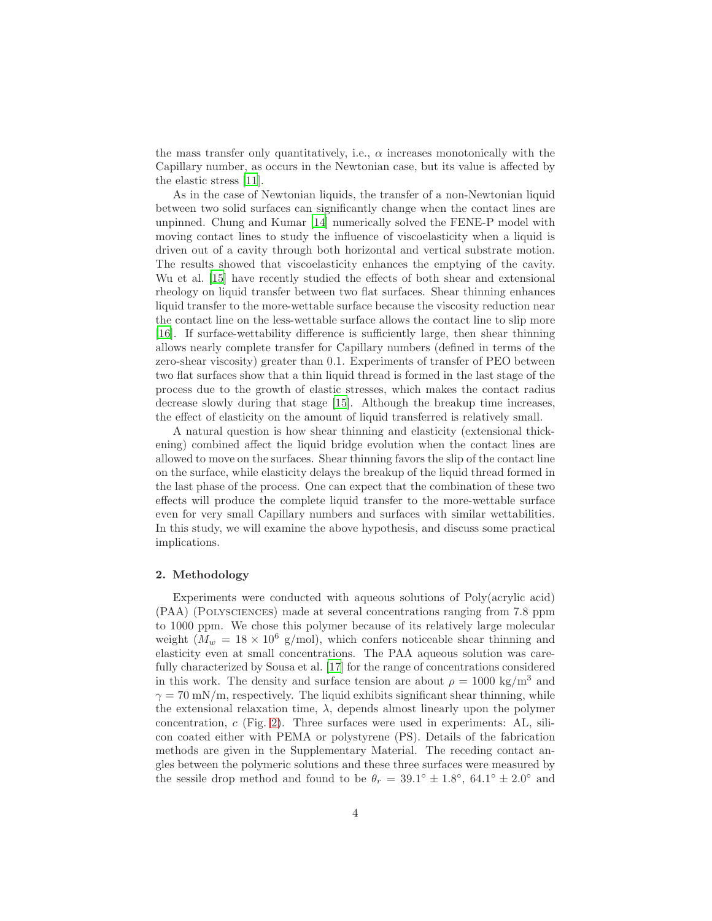the mass transfer only quantitatively, i.e., $\alpha$ increases monotonically with the Capillary number, as occurs in the Newtonian case, but its value is affected by the elastic stress [11].

As in the case of Newtonian liquids, the transfer of a non-Newtonian liquid between two solid surfaces can significantly change when the contact lines are unpinned. Chung and Kumar [14] numerically solved the FENE-P model with moving contact lines to study the influence of viscoelasticity when a liquid is driven out of a cavity through both horizontal and vertical substrate motion. The results showed that viscoelasticity enhances the emptying of the cavity. Wu et al. [15] have recently studied the effects of both shear and extensional rheology on liquid transfer between two flat surfaces. Shear thinning enhances liquid transfer to the more-wettable surface because the viscosity reduction near the contact line on the less-wettable surface allows the contact line to slip more [16]. If surface-wettability difference is sufficiently large, then shear thinning allows nearly complete transfer for Capillary numbers (defined in terms of the zero-shear viscosity) greater than 0.1. Experiments of transfer of PEO between two flat surfaces show that a thin liquid thread is formed in the last stage of the process due to the growth of elastic stresses, which makes the contact radius decrease slowly during that stage [15]. Although the breakup time increases, the effect of elasticity on the amount of liquid transferred is relatively small.

A natural question is how shear thinning and elasticity (extensional thickening) combined affect the liquid bridge evolution when the contact lines are allowed to move on the surfaces. Shear thinning favors the slip of the contact line on the surface, while elasticity delays the breakup of the liquid thread formed in the last phase of the process. One can expect that the combination of these two effects will produce the complete liquid transfer to the more-wettable surface even for very small Capillary numbers and surfaces with similar wettabilities. In this study, we will examine the above hypothesis, and discuss some practical implications.

## 2. Methodology

Experiments were conducted with aqueous solutions of Poly(acrylic acid) (PAA) (Polysciences) made at several concentrations ranging from 7.8 ppm to 1000 ppm. We chose this polymer because of its relatively large molecular weight ($M_w = 18 \times 10^6$ g/mol), which confers noticeable shear thinning and elasticity even at small concentrations. The PAA aqueous solution was carefully characterized by Sousa et al. [17] for the range of concentrations considered in this work. The density and surface tension are about $\rho = 1000$ kg/m$^3$ and $\gamma = 70$ mN/m, respectively. The liquid exhibits significant shear thinning, while the extensional relaxation time, $\lambda$, depends almost linearly upon the polymer concentration, $c$ (Fig. 2). Three surfaces were used in experiments: AL, silicon coated either with PEMA or polystyrene (PS). Details of the fabrication methods are given in the Supplementary Material. The receding contact angles between the polymeric solutions and these three surfaces were measured by the sessile drop method and found to be $\theta_r = 39.1^\circ \pm 1.8^\circ$, $64.1^\circ \pm 2.0^\circ$ and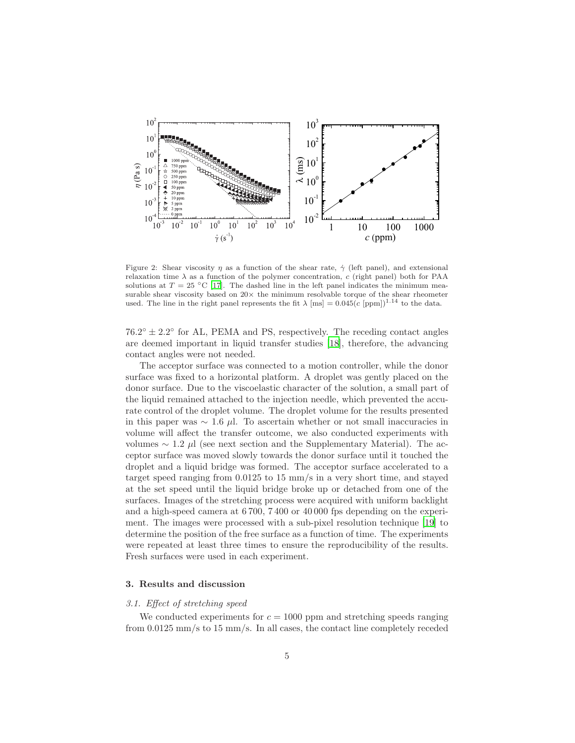Figure 2: Shear viscosity $\eta$ as a function of the shear rate, $\dot{\gamma}$ (left panel), and extensional relaxation time $\lambda$ as a function of the polymer concentration, $c$ (right panel) both for PAA solutions at $T = 25$ °C [17]. The dashed line in the left panel indicates the minimum measurable shear viscosity based on 20× the minimum resolvable torque of the shear rheometer used. The line in the right panel represents the fit $\lambda$ [ms] $= 0.045(c$ [ppm]$)^{1.14}$ to the data.

$76.2° \pm 2.2°$ for AL, PEMA and PS, respectively. The receding contact angles are deemed important in liquid transfer studies [18], therefore, the advancing contact angles were not needed.

The acceptor surface was connected to a motion controller, while the donor surface was fixed to a horizontal platform. A droplet was gently placed on the donor surface. Due to the viscoelastic character of the solution, a small part of the liquid remained attached to the injection needle, which prevented the accurate control of the droplet volume. The droplet volume for the results presented in this paper was $\sim 1.6$ $\mu$l. To ascertain whether or not small inaccuracies in volume will affect the transfer outcome, we also conducted experiments with volumes $\sim 1.2$ $\mu$l (see next section and the Supplementary Material). The acceptor surface was moved slowly towards the donor surface until it touched the droplet and a liquid bridge was formed. The acceptor surface accelerated to a target speed ranging from 0.0125 to 15 mm/s in a very short time, and stayed at the set speed until the liquid bridge broke up or detached from one of the surfaces. Images of the stretching process were acquired with uniform backlight and a high-speed camera at 6 700, 7 400 or 40 000 fps depending on the experiment. The images were processed with a sub-pixel resolution technique [19] to determine the position of the free surface as a function of time. The experiments were repeated at least three times to ensure the reproducibility of the results. Fresh surfaces were used in each experiment.

## 3. Results and discussion

### *3.1. Effect of stretching speed*

We conducted experiments for $c = 1000$ ppm and stretching speeds ranging from 0.0125 mm/s to 15 mm/s. In all cases, the contact line completely receded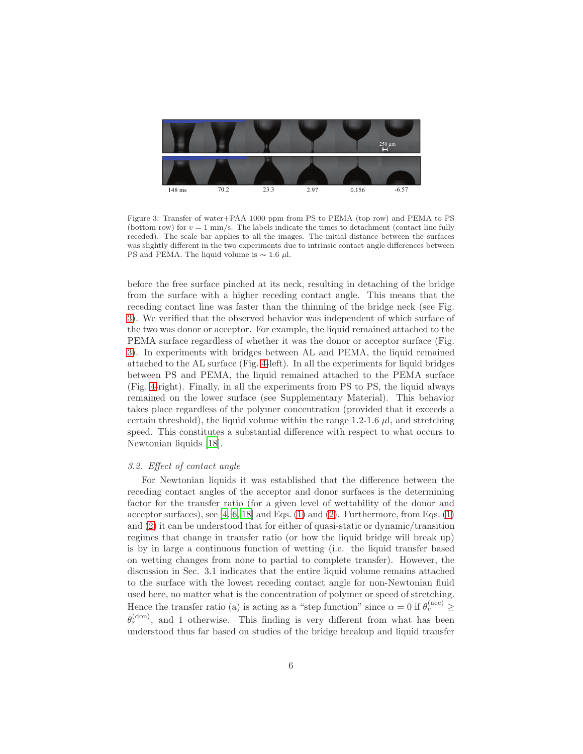148 ms 70.2 23.3 2.97 0.156 -6.57

Figure 3: Transfer of water+PAA 1000 ppm from PS to PEMA (top row) and PEMA to PS (bottom row) for $v = 1$ mm/s. The labels indicate the times to detachment (contact line fully receded). The scale bar applies to all the images. The initial distance between the surfaces was slightly different in the two experiments due to intrinsic contact angle differences between PS and PEMA. The liquid volume is $\sim 1.6$ $\mu$l.

before the free surface pinched at its neck, resulting in detaching of the bridge from the surface with a higher receding contact angle. This means that the receding contact line was faster than the thinning of the bridge neck (see Fig. 3). We verified that the observed behavior was independent of which surface of the two was donor or acceptor. For example, the liquid remained attached to the PEMA surface regardless of whether it was the donor or acceptor surface (Fig. 3). In experiments with bridges between AL and PEMA, the liquid remained attached to the AL surface (Fig. 4-left). In all the experiments for liquid bridges between PS and PEMA, the liquid remained attached to the PEMA surface (Fig. 4-right). Finally, in all the experiments from PS to PS, the liquid always remained on the lower surface (see Supplementary Material). This behavior takes place regardless of the polymer concentration (provided that it exceeds a certain threshold), the liquid volume within the range 1.2-1.6 $\mu$l, and stretching speed. This constitutes a substantial difference with respect to what occurs to Newtonian liquids [18].

### 3.2. Effect of contact angle

For Newtonian liquids it was established that the difference between the receding contact angles of the acceptor and donor surfaces is the determining factor for the transfer ratio (for a given level of wettability of the donor and acceptor surfaces), see [4, 6, 18] and Eqs. (1) and (2). Furthermore, from Eqs. (1) and (2) it can be understood that for either of quasi-static or dynamic/transition regimes that change in transfer ratio (or how the liquid bridge will break up) is by in large a continuous function of wetting (i.e. the liquid transfer based on wetting changes from none to partial to complete transfer). However, the discussion in Sec. 3.1 indicates that the entire liquid volume remains attached to the surface with the lowest receding contact angle for non-Newtonian fluid used here, no matter what is the concentration of polymer or speed of stretching. Hence the transfer ratio (a) is acting as a "step function" since $\alpha = 0$ if $\theta_r^{(\text{acc})} \geq \theta_r^{(\text{don})}$, and 1 otherwise. This finding is very different from what has been understood thus far based on studies of the bridge breakup and liquid transfer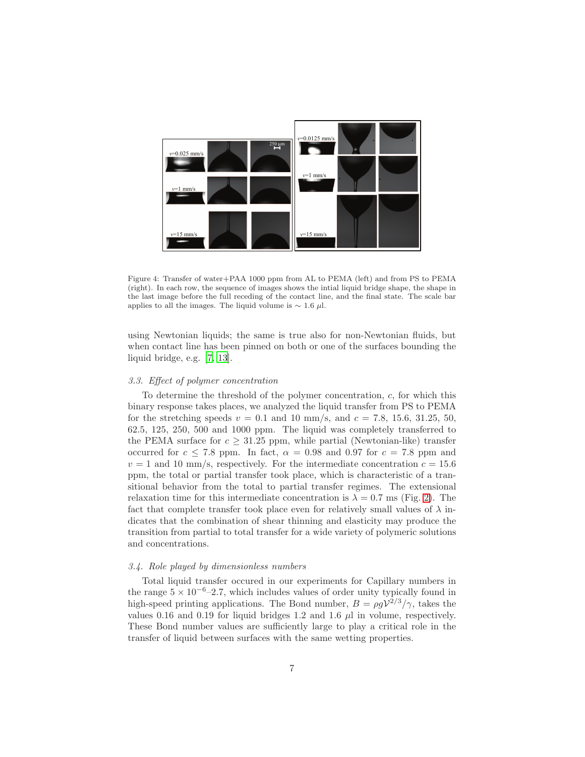Figure 4: Transfer of water+PAA 1000 ppm from AL to PEMA (left) and from PS to PEMA (right). In each row, the sequence of images shows the intial liquid bridge shape, the shape in the last image before the full receding of the contact line, and the final state. The scale bar applies to all the images. The liquid volume is $\sim 1.6$ $\mu$l.

using Newtonian liquids; the same is true also for non-Newtonian fluids, but when contact line has been pinned on both or one of the surfaces bounding the liquid bridge, e.g. [7, 13].

### 3.3. Effect of polymer concentration

To determine the threshold of the polymer concentration, $c$, for which this binary response takes places, we analyzed the liquid transfer from PS to PEMA for the stretching speeds $v = 0.1$ and 10 mm/s, and $c = 7.8$, 15.6, 31.25, 50, 62.5, 125, 250, 500 and 1000 ppm. The liquid was completely transferred to the PEMA surface for $c \geq 31.25$ ppm, while partial (Newtonian-like) transfer occurred for $c \leq 7.8$ ppm. In fact, $\alpha = 0.98$ and 0.97 for $c = 7.8$ ppm and $v = 1$ and 10 mm/s, respectively. For the intermediate concentration $c = 15.6$ ppm, the total or partial transfer took place, which is characteristic of a transitional behavior from the total to partial transfer regimes. The extensional relaxation time for this intermediate concentration is $\lambda = 0.7$ ms (Fig. 2). The fact that complete transfer took place even for relatively small values of $\lambda$ indicates that the combination of shear thinning and elasticity may produce the transition from partial to total transfer for a wide variety of polymeric solutions and concentrations.

### 3.4. Role played by dimensionless numbers

Total liquid transfer occured in our experiments for Capillary numbers in the range $5 \times 10^{-6}$–2.7, which includes values of order unity typically found in high-speed printing applications. The Bond number, $B = \rho g \mathcal{V}^{2/3}/\gamma$, takes the values 0.16 and 0.19 for liquid bridges 1.2 and 1.6 $\mu$l in volume, respectively. These Bond number values are sufficiently large to play a critical role in the transfer of liquid between surfaces with the same wetting properties.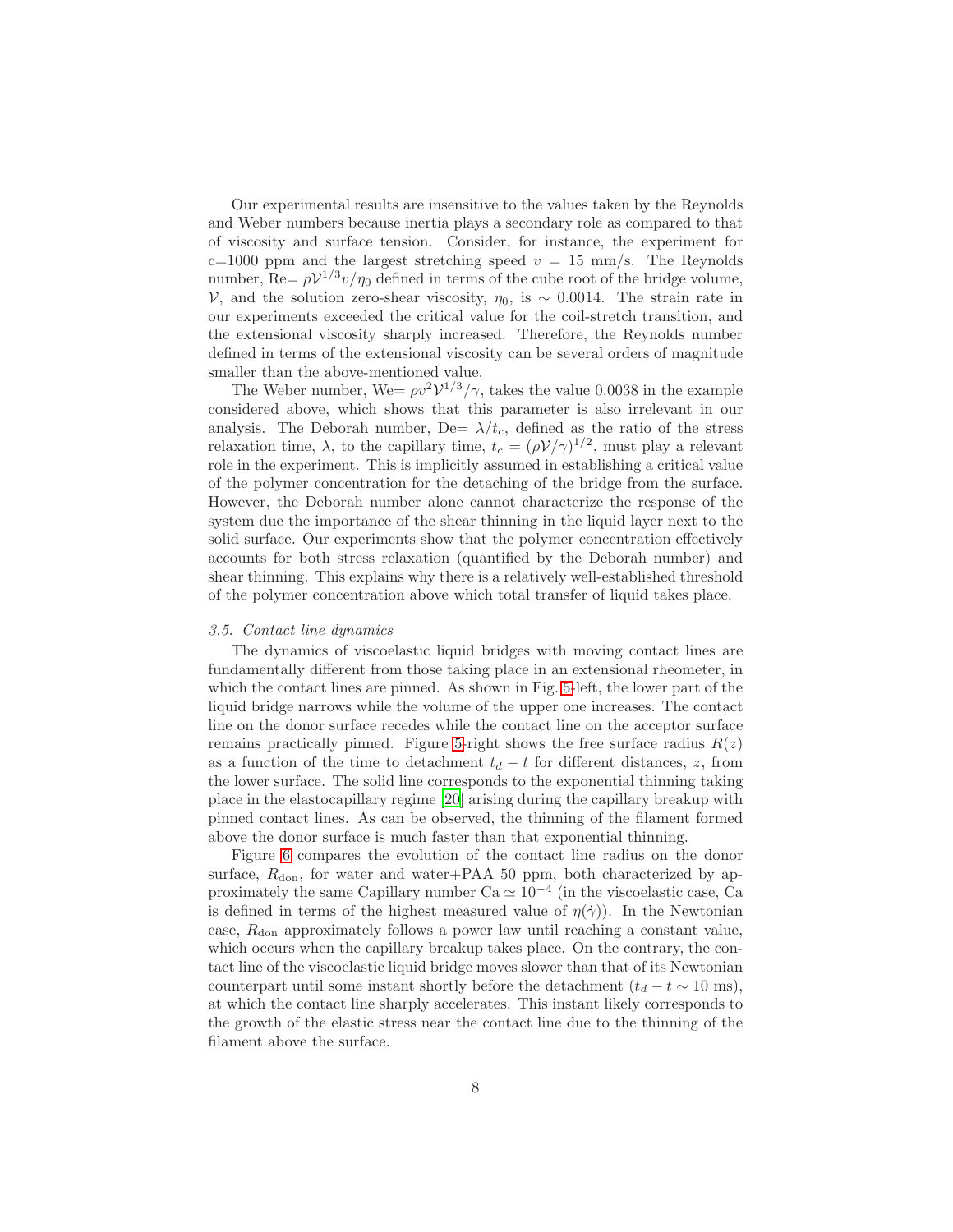Our experimental results are insensitive to the values taken by the Reynolds and Weber numbers because inertia plays a secondary role as compared to that of viscosity and surface tension. Consider, for instance, the experiment for c=1000 ppm and the largest stretching speed $v = 15$ mm/s. The Reynolds number, Re= $\rho\mathcal{V}^{1/3}v/\eta_0$ defined in terms of the cube root of the bridge volume, $\mathcal{V}$, and the solution zero-shear viscosity, $\eta_0$, is $\sim 0.0014$. The strain rate in our experiments exceeded the critical value for the coil-stretch transition, and the extensional viscosity sharply increased. Therefore, the Reynolds number defined in terms of the extensional viscosity can be several orders of magnitude smaller than the above-mentioned value.

The Weber number, We= $\rho v^2\mathcal{V}^{1/3}/\gamma$, takes the value 0.0038 in the example considered above, which shows that this parameter is also irrelevant in our analysis. The Deborah number, De= $\lambda/t_c$, defined as the ratio of the stress relaxation time, $\lambda$, to the capillary time, $t_c = (\rho\mathcal{V}/\gamma)^{1/2}$, must play a relevant role in the experiment. This is implicitly assumed in establishing a critical value of the polymer concentration for the detaching of the bridge from the surface. However, the Deborah number alone cannot characterize the response of the system due the importance of the shear thinning in the liquid layer next to the solid surface. Our experiments show that the polymer concentration effectively accounts for both stress relaxation (quantified by the Deborah number) and shear thinning. This explains why there is a relatively well-established threshold of the polymer concentration above which total transfer of liquid takes place.

### *3.5. Contact line dynamics*

The dynamics of viscoelastic liquid bridges with moving contact lines are fundamentally different from those taking place in an extensional rheometer, in which the contact lines are pinned. As shown in Fig. 5-left, the lower part of the liquid bridge narrows while the volume of the upper one increases. The contact line on the donor surface recedes while the contact line on the acceptor surface remains practically pinned. Figure 5-right shows the free surface radius $R(z)$ as a function of the time to detachment $t_d - t$ for different distances, $z$, from the lower surface. The solid line corresponds to the exponential thinning taking place in the elastocapillary regime [20] arising during the capillary breakup with pinned contact lines. As can be observed, the thinning of the filament formed above the donor surface is much faster than that exponential thinning.

Figure 6 compares the evolution of the contact line radius on the donor surface, $R_{\text{don}}$, for water and water+PAA 50 ppm, both characterized by approximately the same Capillary number Ca $\simeq 10^{-4}$ (in the viscoelastic case, Ca is defined in terms of the highest measured value of $\eta(\dot{\gamma})$). In the Newtonian case, $R_{\text{don}}$ approximately follows a power law until reaching a constant value, which occurs when the capillary breakup takes place. On the contrary, the contact line of the viscoelastic liquid bridge moves slower than that of its Newtonian counterpart until some instant shortly before the detachment ($t_d - t \sim 10$ ms), at which the contact line sharply accelerates. This instant likely corresponds to the growth of the elastic stress near the contact line due to the thinning of the filament above the surface.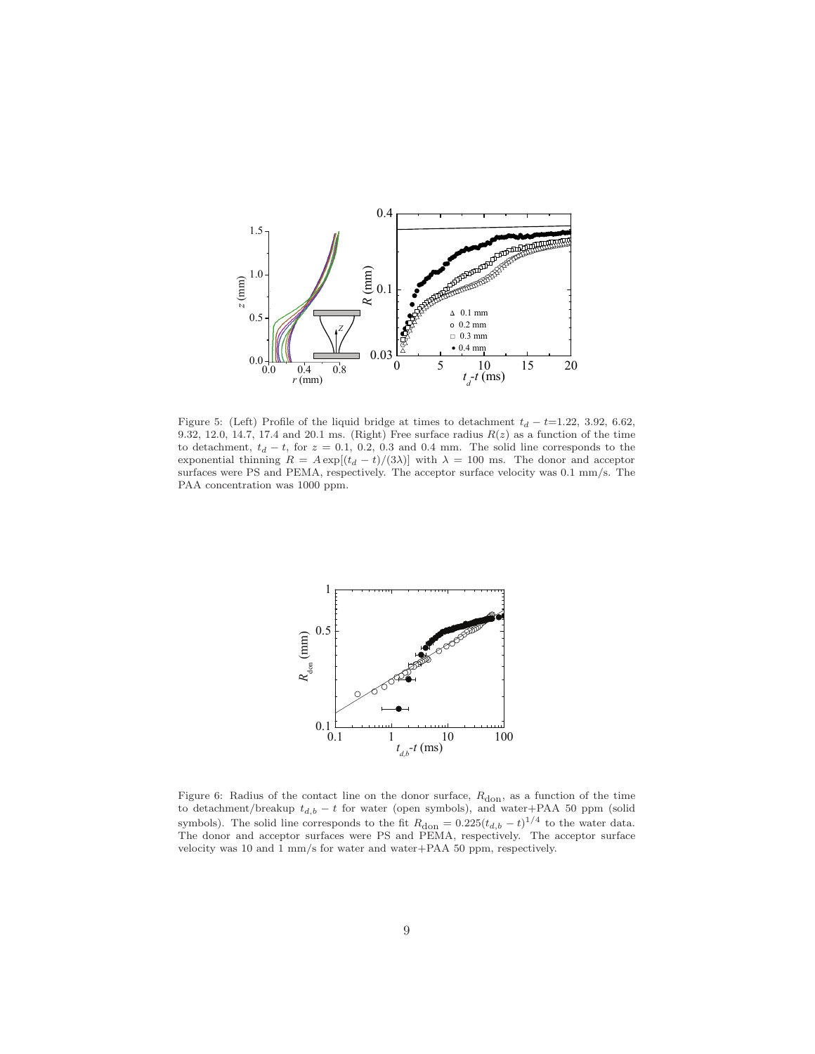Figure 5: (Left) Profile of the liquid bridge at times to detachment $t_d - t$=1.22, 3.92, 6.62, 9.32, 12.0, 14.7, 17.4 and 20.1 ms. (Right) Free surface radius $R(z)$ as a function of the time to detachment, $t_d - t$, for $z$ = 0.1, 0.2, 0.3 and 0.4 mm. The solid line corresponds to the exponential thinning $R = A\exp[(t_d - t)/(3\lambda)]$ with $\lambda$ = 100 ms. The donor and acceptor surfaces were PS and PEMA, respectively. The acceptor surface velocity was 0.1 mm/s. The PAA concentration was 1000 ppm.

Figure 6: Radius of the contact line on the donor surface, $R_{\rm don}$, as a function of the time to detachment/breakup $t_{d,b} - t$ for water (open symbols), and water+PAA 50 ppm (solid symbols). The solid line corresponds to the fit $R_{\rm don} = 0.225(t_{d,b} - t)^{1/4}$ to the water data. The donor and acceptor surfaces were PS and PEMA, respectively. The acceptor surface velocity was 10 and 1 mm/s for water and water+PAA 50 ppm, respectively.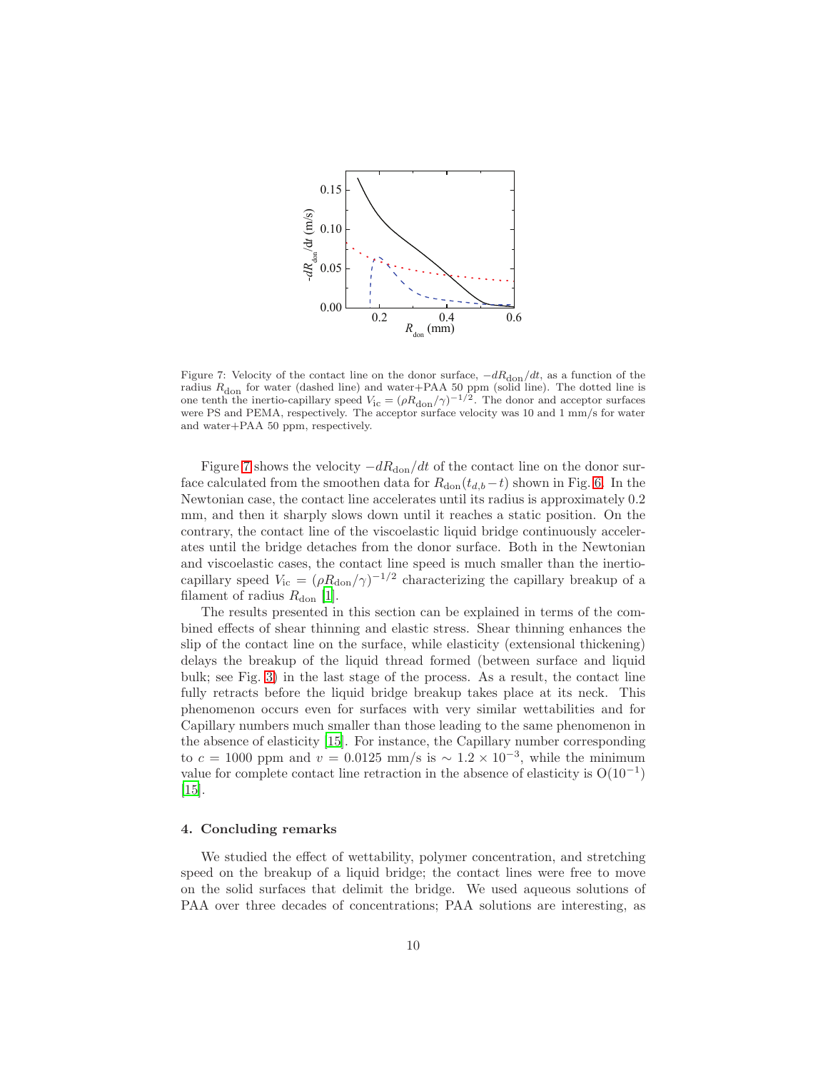Figure 7: Velocity of the contact line on the donor surface, $-dR_{\rm don}/dt$, as a function of the radius $R_{\rm don}$ for water (dashed line) and water+PAA 50 ppm (solid line). The dotted line is one tenth the inertio-capillary speed $V_{\rm ic} = (\rho R_{\rm don}/\gamma)^{-1/2}$. The donor and acceptor surfaces were PS and PEMA, respectively. The acceptor surface velocity was 10 and 1 mm/s for water and water+PAA 50 ppm, respectively.

Figure 7 shows the velocity $-dR_{\rm don}/dt$ of the contact line on the donor surface calculated from the smoothen data for $R_{\rm don}(t_{d,b}-t)$ shown in Fig. 6. In the Newtonian case, the contact line accelerates until its radius is approximately 0.2 mm, and then it sharply slows down until it reaches a static position. On the contrary, the contact line of the viscoelastic liquid bridge continuously accelerates until the bridge detaches from the donor surface. Both in the Newtonian and viscoelastic cases, the contact line speed is much smaller than the inertio-capillary speed $V_{\rm ic} = (\rho R_{\rm don}/\gamma)^{-1/2}$ characterizing the capillary breakup of a filament of radius $R_{\rm don}$ [1].

The results presented in this section can be explained in terms of the combined effects of shear thinning and elastic stress. Shear thinning enhances the slip of the contact line on the surface, while elasticity (extensional thickening) delays the breakup of the liquid thread formed (between surface and liquid bulk; see Fig. 3) in the last stage of the process. As a result, the contact line fully retracts before the liquid bridge breakup takes place at its neck. This phenomenon occurs even for surfaces with very similar wettabilities and for Capillary numbers much smaller than those leading to the same phenomenon in the absence of elasticity [15]. For instance, the Capillary number corresponding to $c = 1000$ ppm and $v = 0.0125$ mm/s is $\sim 1.2 \times 10^{-3}$, while the minimum value for complete contact line retraction in the absence of elasticity is $O(10^{-1})$ [15].

## 4. Concluding remarks

We studied the effect of wettability, polymer concentration, and stretching speed on the breakup of a liquid bridge; the contact lines were free to move on the solid surfaces that delimit the bridge. We used aqueous solutions of PAA over three decades of concentrations; PAA solutions are interesting, as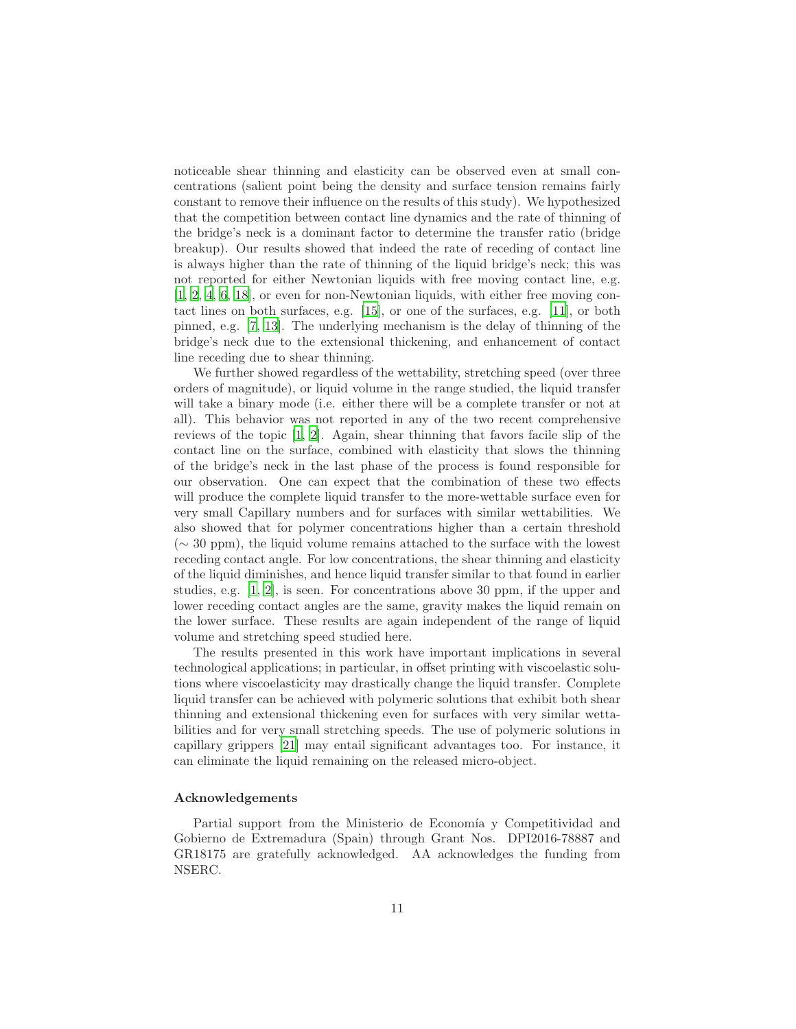noticeable shear thinning and elasticity can be observed even at small concentrations (salient point being the density and surface tension remains fairly constant to remove their influence on the results of this study). We hypothesized that the competition between contact line dynamics and the rate of thinning of the bridge's neck is a dominant factor to determine the transfer ratio (bridge breakup). Our results showed that indeed the rate of receding of contact line is always higher than the rate of thinning of the liquid bridge's neck; this was not reported for either Newtonian liquids with free moving contact line, e.g. [1, 2, 4, 6, 18], or even for non-Newtonian liquids, with either free moving contact lines on both surfaces, e.g. [15], or one of the surfaces, e.g. [11], or both pinned, e.g. [7, 13]. The underlying mechanism is the delay of thinning of the bridge's neck due to the extensional thickening, and enhancement of contact line receding due to shear thinning.

We further showed regardless of the wettability, stretching speed (over three orders of magnitude), or liquid volume in the range studied, the liquid transfer will take a binary mode (i.e. either there will be a complete transfer or not at all). This behavior was not reported in any of the two recent comprehensive reviews of the topic [1, 2]. Again, shear thinning that favors facile slip of the contact line on the surface, combined with elasticity that slows the thinning of the bridge's neck in the last phase of the process is found responsible for our observation. One can expect that the combination of these two effects will produce the complete liquid transfer to the more-wettable surface even for very small Capillary numbers and for surfaces with similar wettabilities. We also showed that for polymer concentrations higher than a certain threshold ($\sim$ 30 ppm), the liquid volume remains attached to the surface with the lowest receding contact angle. For low concentrations, the shear thinning and elasticity of the liquid diminishes, and hence liquid transfer similar to that found in earlier studies, e.g. [1, 2], is seen. For concentrations above 30 ppm, if the upper and lower receding contact angles are the same, gravity makes the liquid remain on the lower surface. These results are again independent of the range of liquid volume and stretching speed studied here.

The results presented in this work have important implications in several technological applications; in particular, in offset printing with viscoelastic solutions where viscoelasticity may drastically change the liquid transfer. Complete liquid transfer can be achieved with polymeric solutions that exhibit both shear thinning and extensional thickening even for surfaces with very similar wettabilities and for very small stretching speeds. The use of polymeric solutions in capillary grippers [21] may entail significant advantages too. For instance, it can eliminate the liquid remaining on the released micro-object.

### Acknowledgements

Partial support from the Ministerio de Economía y Competitividad and Gobierno de Extremadura (Spain) through Grant Nos. DPI2016-78887 and GR18175 are gratefully acknowledged. AA acknowledges the funding from NSERC.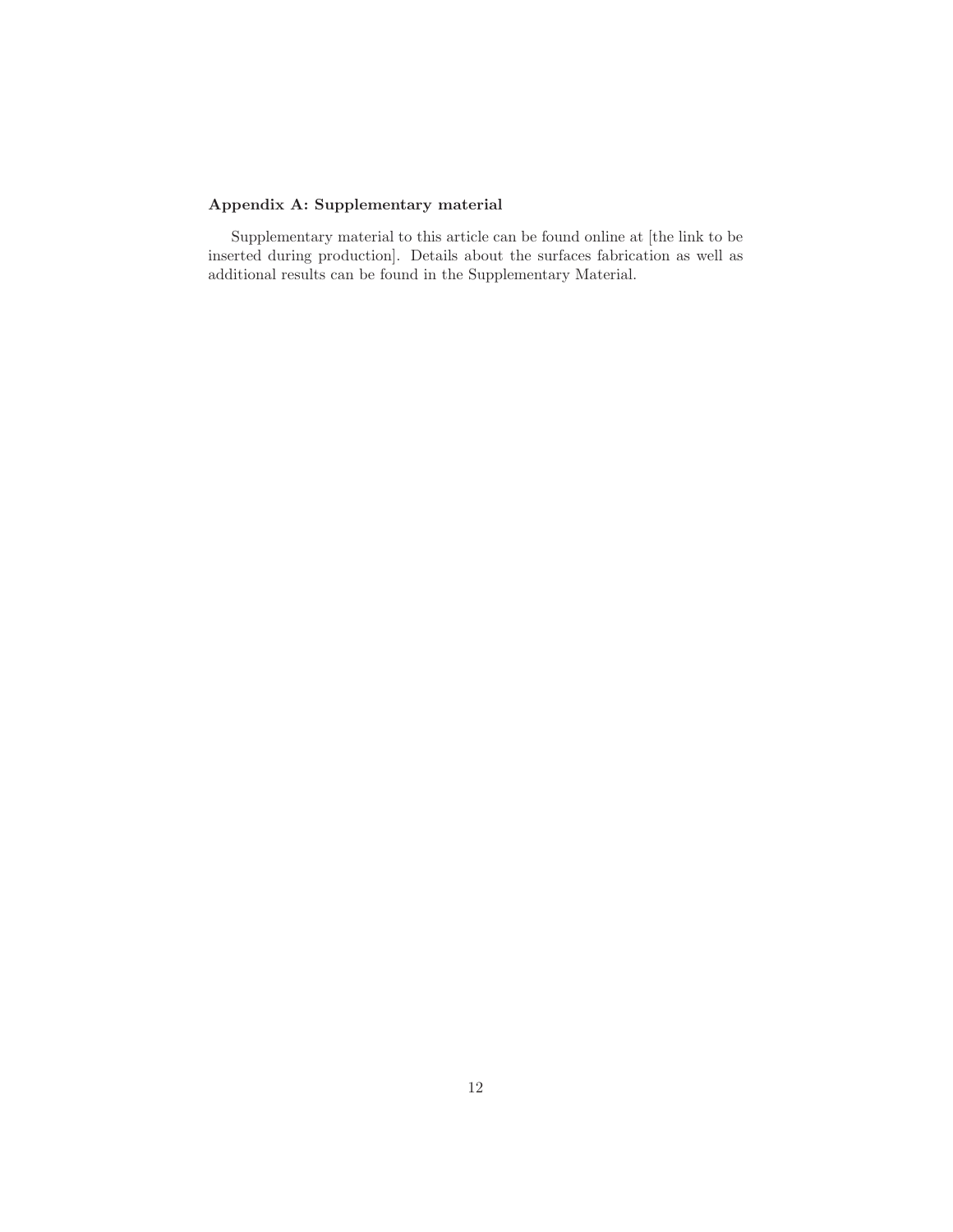### Appendix A: Supplementary material

Supplementary material to this article can be found online at [the link to be inserted during production]. Details about the surfaces fabrication as well as additional results can be found in the Supplementary Material.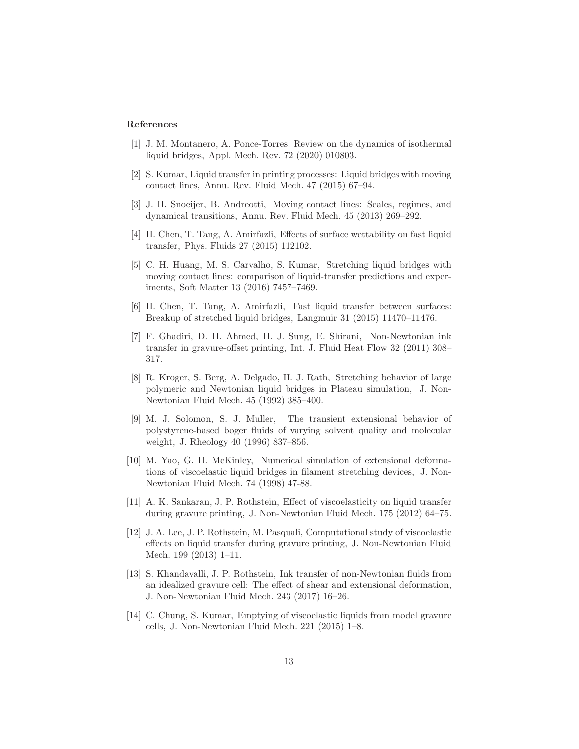## References

[1] J. M. Montanero, A. Ponce-Torres, Review on the dynamics of isothermal liquid bridges, Appl. Mech. Rev. 72 (2020) 010803.

[2] S. Kumar, Liquid transfer in printing processes: Liquid bridges with moving contact lines, Annu. Rev. Fluid Mech. 47 (2015) 67–94.

[3] J. H. Snoeijer, B. Andreotti, Moving contact lines: Scales, regimes, and dynamical transitions, Annu. Rev. Fluid Mech. 45 (2013) 269–292.

[4] H. Chen, T. Tang, A. Amirfazli, Effects of surface wettability on fast liquid transfer, Phys. Fluids 27 (2015) 112102.

[5] C. H. Huang, M. S. Carvalho, S. Kumar, Stretching liquid bridges with moving contact lines: comparison of liquid-transfer predictions and experiments, Soft Matter 13 (2016) 7457–7469.

[6] H. Chen, T. Tang, A. Amirfazli, Fast liquid transfer between surfaces: Breakup of stretched liquid bridges, Langmuir 31 (2015) 11470–11476.

[7] F. Ghadiri, D. H. Ahmed, H. J. Sung, E. Shirani, Non-Newtonian ink transfer in gravure-offset printing, Int. J. Fluid Heat Flow 32 (2011) 308–317.

[8] R. Kroger, S. Berg, A. Delgado, H. J. Rath, Stretching behavior of large polymeric and Newtonian liquid bridges in Plateau simulation, J. Non-Newtonian Fluid Mech. 45 (1992) 385–400.

[9] M. J. Solomon, S. J. Muller, The transient extensional behavior of polystyrene-based boger fluids of varying solvent quality and molecular weight, J. Rheology 40 (1996) 837–856.

[10] M. Yao, G. H. McKinley, Numerical simulation of extensional deformations of viscoelastic liquid bridges in filament stretching devices, J. Non-Newtonian Fluid Mech. 74 (1998) 47-88.

[11] A. K. Sankaran, J. P. Rothstein, Effect of viscoelasticity on liquid transfer during gravure printing, J. Non-Newtonian Fluid Mech. 175 (2012) 64–75.

[12] J. A. Lee, J. P. Rothstein, M. Pasquali, Computational study of viscoelastic effects on liquid transfer during gravure printing, J. Non-Newtonian Fluid Mech. 199 (2013) 1–11.

[13] S. Khandavalli, J. P. Rothstein, Ink transfer of non-Newtonian fluids from an idealized gravure cell: The effect of shear and extensional deformation, J. Non-Newtonian Fluid Mech. 243 (2017) 16–26.

[14] C. Chung, S. Kumar, Emptying of viscoelastic liquids from model gravure cells, J. Non-Newtonian Fluid Mech. 221 (2015) 1–8.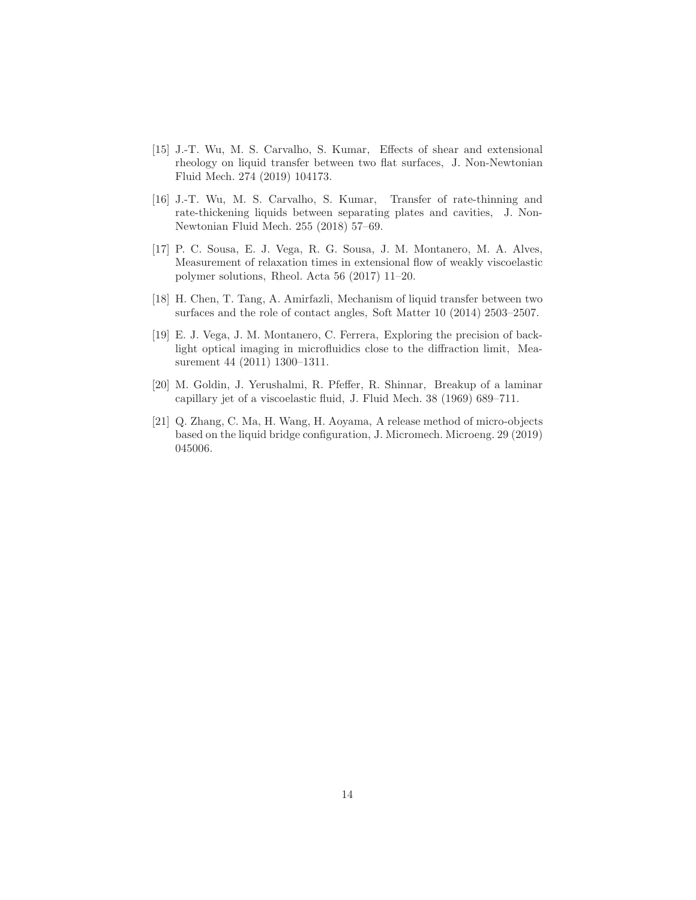[15] J.-T. Wu, M. S. Carvalho, S. Kumar, Effects of shear and extensional rheology on liquid transfer between two flat surfaces, J. Non-Newtonian Fluid Mech. 274 (2019) 104173.

[16] J.-T. Wu, M. S. Carvalho, S. Kumar, Transfer of rate-thinning and rate-thickening liquids between separating plates and cavities, J. Non-Newtonian Fluid Mech. 255 (2018) 57–69.

[17] P. C. Sousa, E. J. Vega, R. G. Sousa, J. M. Montanero, M. A. Alves, Measurement of relaxation times in extensional flow of weakly viscoelastic polymer solutions, Rheol. Acta 56 (2017) 11–20.

[18] H. Chen, T. Tang, A. Amirfazli, Mechanism of liquid transfer between two surfaces and the role of contact angles, Soft Matter 10 (2014) 2503–2507.

[19] E. J. Vega, J. M. Montanero, C. Ferrera, Exploring the precision of backlight optical imaging in microfluidics close to the diffraction limit, Measurement 44 (2011) 1300–1311.

[20] M. Goldin, J. Yerushalmi, R. Pfeffer, R. Shinnar, Breakup of a laminar capillary jet of a viscoelastic fluid, J. Fluid Mech. 38 (1969) 689–711.

[21] Q. Zhang, C. Ma, H. Wang, H. Aoyama, A release method of micro-objects based on the liquid bridge configuration, J. Micromech. Microeng. 29 (2019) 045006.